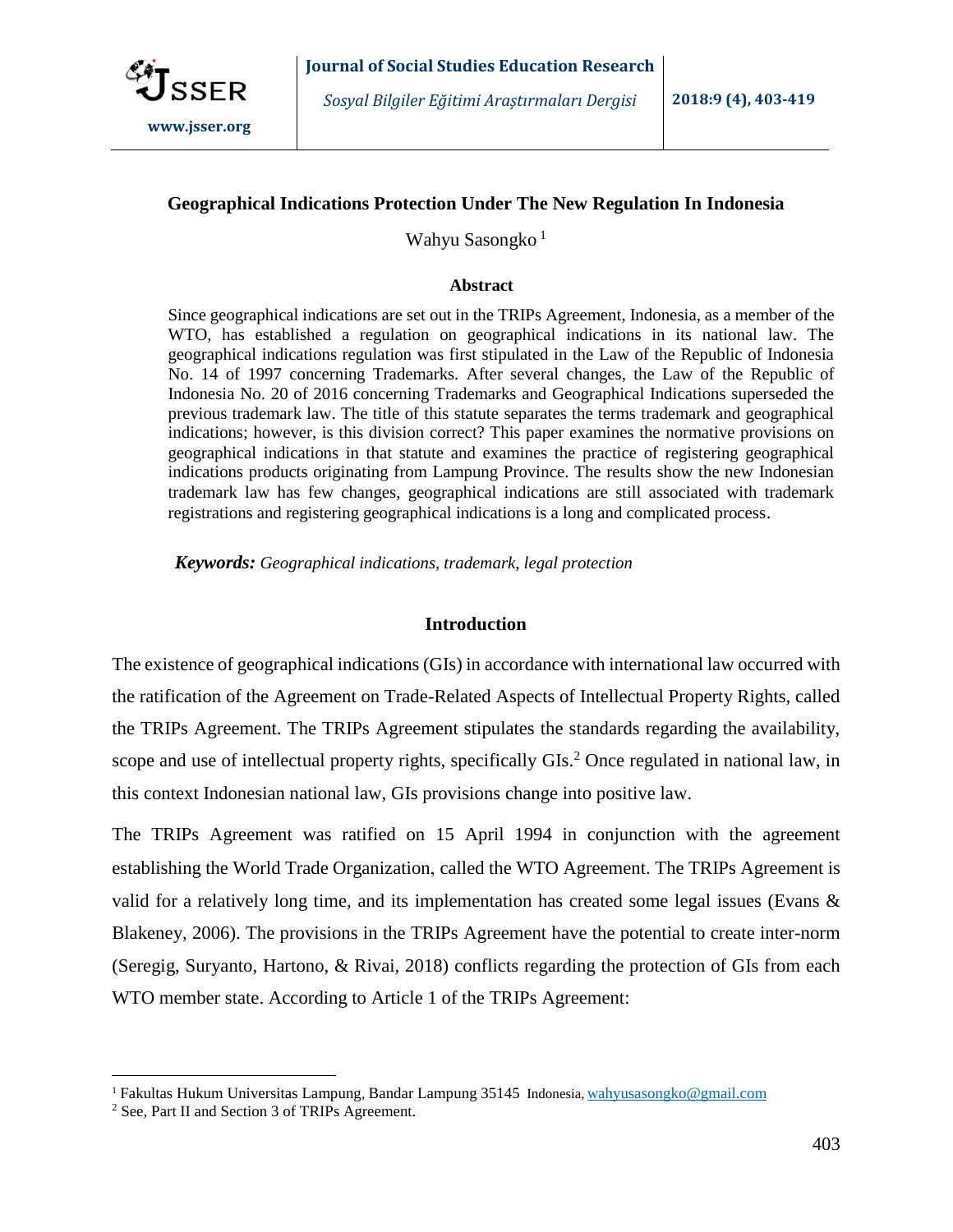# Geographical Indications Protection Under The New Regulation In Indonesia

Wahyu Sasongko [1]

## Abstract

Since geographical indications are set out in the TRIPs Agreement, Indonesia, as a member of the WTO, has established a regulation on geographical indications in its national law. The geographical indications regulation was first stipulated in the Law of the Republic of Indonesia No. 14 of 1997 concerning Trademarks. After several changes, the Law of the Republic of Indonesia No. 20 of 2016 concerning Trademarks and Geographical Indications superseded the previous trademark law. The title of this statute separates the terms trademark and geographical indications; however, is this division correct? This paper examines the normative provisions on geographical indications in that statute and examines the practice of registering geographical indications products originating from Lampung Province. The results show the new Indonesian trademark law has few changes, geographical indications are still associated with trademark registrations and registering geographical indications is a long and complicated process.

***Keywords:*** *Geographical indications, trademark, legal protection*

## Introduction

The existence of geographical indications (GIs) in accordance with international law occurred with the ratification of the Agreement on Trade-Related Aspects of Intellectual Property Rights, called the TRIPs Agreement. The TRIPs Agreement stipulates the standards regarding the availability, scope and use of intellectual property rights, specifically GIs.[2] Once regulated in national law, in this context Indonesian national law, GIs provisions change into positive law.

The TRIPs Agreement was ratified on 15 April 1994 in conjunction with the agreement establishing the World Trade Organization, called the WTO Agreement. The TRIPs Agreement is valid for a relatively long time, and its implementation has created some legal issues (Evans & Blakeney, 2006). The provisions in the TRIPs Agreement have the potential to create inter-norm (Seregig, Suryanto, Hartono, & Rivai, 2018) conflicts regarding the protection of GIs from each WTO member state. According to Article 1 of the TRIPs Agreement:

---

[1] Fakultas Hukum Universitas Lampung, Bandar Lampung 35145 Indonesia, wahyusasongko@gmail.com

[2] See, Part II and Section 3 of TRIPs Agreement.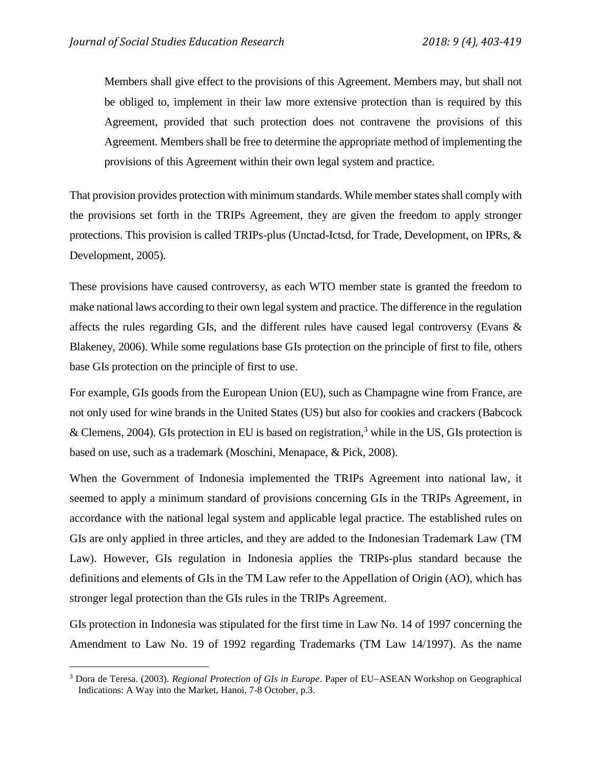> Members shall give effect to the provisions of this Agreement. Members may, but shall not be obliged to, implement in their law more extensive protection than is required by this Agreement, provided that such protection does not contravene the provisions of this Agreement. Members shall be free to determine the appropriate method of implementing the provisions of this Agreement within their own legal system and practice.

That provision provides protection with minimum standards. While member states shall comply with the provisions set forth in the TRIPs Agreement, they are given the freedom to apply stronger protections. This provision is called TRIPs-plus (Unctad-Ictsd, for Trade, Development, on IPRs, & Development, 2005).

These provisions have caused controversy, as each WTO member state is granted the freedom to make national laws according to their own legal system and practice. The difference in the regulation affects the rules regarding GIs, and the different rules have caused legal controversy (Evans & Blakeney, 2006). While some regulations base GIs protection on the principle of first to file, others base GIs protection on the principle of first to use.

For example, GIs goods from the European Union (EU), such as Champagne wine from France, are not only used for wine brands in the United States (US) but also for cookies and crackers (Babcock & Clemens, 2004). GIs protection in EU is based on registration,[3] while in the US, GIs protection is based on use, such as a trademark (Moschini, Menapace, & Pick, 2008).

When the Government of Indonesia implemented the TRIPs Agreement into national law, it seemed to apply a minimum standard of provisions concerning GIs in the TRIPs Agreement, in accordance with the national legal system and applicable legal practice. The established rules on GIs are only applied in three articles, and they are added to the Indonesian Trademark Law (TM Law). However, GIs regulation in Indonesia applies the TRIPs-plus standard because the definitions and elements of GIs in the TM Law refer to the Appellation of Origin (AO), which has stronger legal protection than the GIs rules in the TRIPs Agreement.

GIs protection in Indonesia was stipulated for the first time in Law No. 14 of 1997 concerning the Amendment to Law No. 19 of 1992 regarding Trademarks (TM Law 14/1997). As the name

---

[3] Dora de Teresa. (2003). *Regional Protection of GIs in Europe*. Paper of EU–ASEAN Workshop on Geographical Indications: A Way into the Market, Hanoi, 7-8 October, p.3.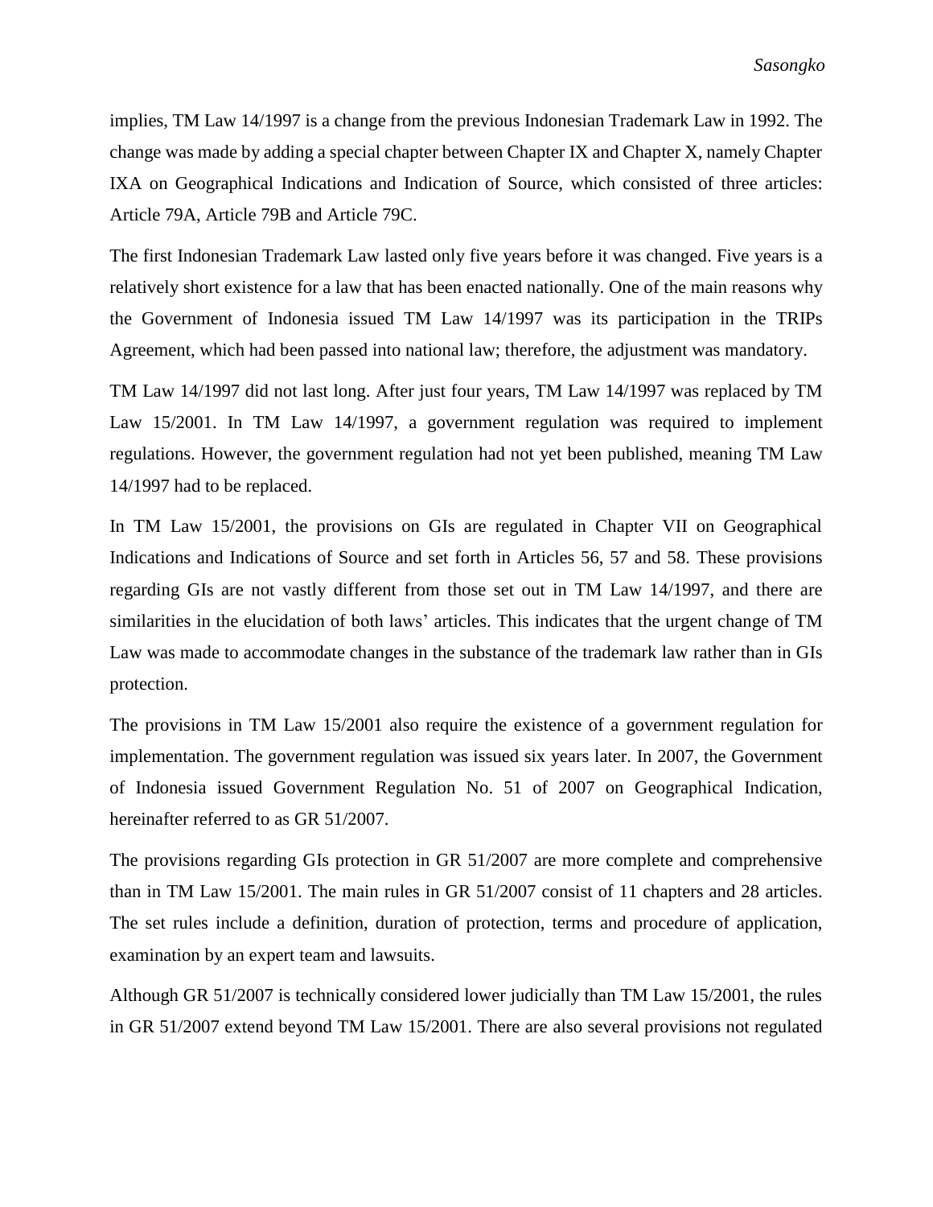implies, TM Law 14/1997 is a change from the previous Indonesian Trademark Law in 1992. The change was made by adding a special chapter between Chapter IX and Chapter X, namely Chapter IXA on Geographical Indications and Indication of Source, which consisted of three articles: Article 79A, Article 79B and Article 79C.

The first Indonesian Trademark Law lasted only five years before it was changed. Five years is a relatively short existence for a law that has been enacted nationally. One of the main reasons why the Government of Indonesia issued TM Law 14/1997 was its participation in the TRIPs Agreement, which had been passed into national law; therefore, the adjustment was mandatory.

TM Law 14/1997 did not last long. After just four years, TM Law 14/1997 was replaced by TM Law 15/2001. In TM Law 14/1997, a government regulation was required to implement regulations. However, the government regulation had not yet been published, meaning TM Law 14/1997 had to be replaced.

In TM Law 15/2001, the provisions on GIs are regulated in Chapter VII on Geographical Indications and Indications of Source and set forth in Articles 56, 57 and 58. These provisions regarding GIs are not vastly different from those set out in TM Law 14/1997, and there are similarities in the elucidation of both laws' articles. This indicates that the urgent change of TM Law was made to accommodate changes in the substance of the trademark law rather than in GIs protection.

The provisions in TM Law 15/2001 also require the existence of a government regulation for implementation. The government regulation was issued six years later. In 2007, the Government of Indonesia issued Government Regulation No. 51 of 2007 on Geographical Indication, hereinafter referred to as GR 51/2007.

The provisions regarding GIs protection in GR 51/2007 are more complete and comprehensive than in TM Law 15/2001. The main rules in GR 51/2007 consist of 11 chapters and 28 articles. The set rules include a definition, duration of protection, terms and procedure of application, examination by an expert team and lawsuits.

Although GR 51/2007 is technically considered lower judicially than TM Law 15/2001, the rules in GR 51/2007 extend beyond TM Law 15/2001. There are also several provisions not regulated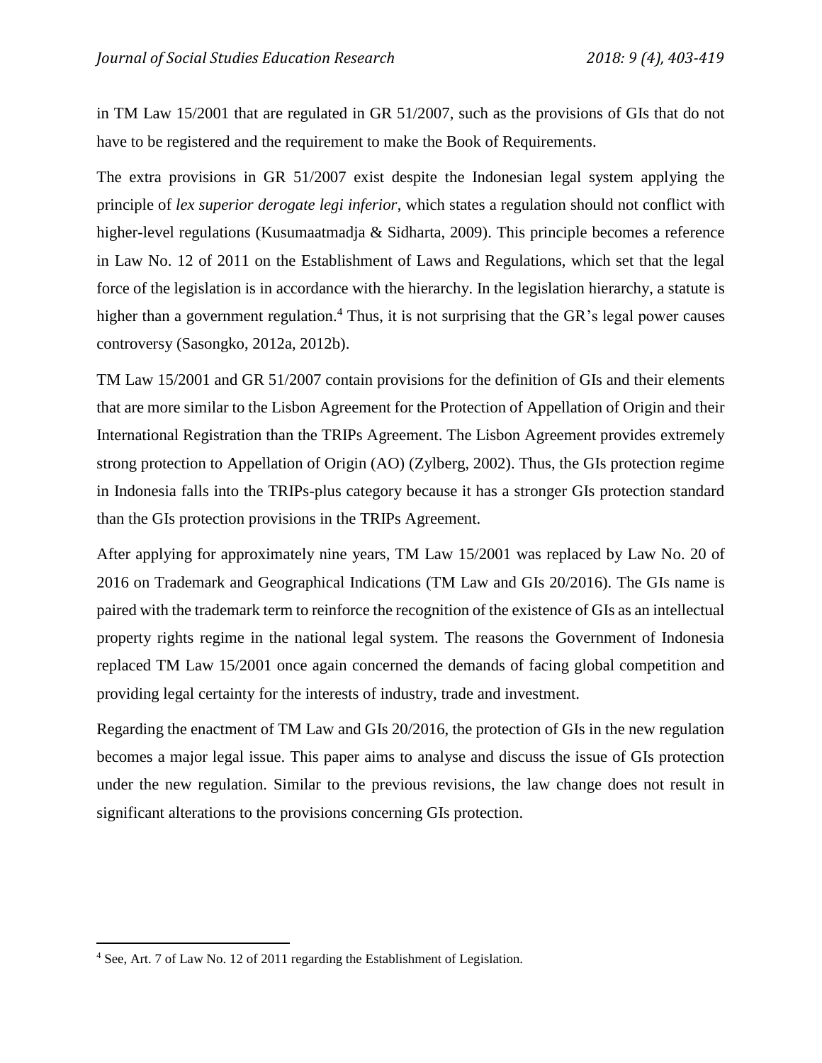in TM Law 15/2001 that are regulated in GR 51/2007, such as the provisions of GIs that do not have to be registered and the requirement to make the Book of Requirements.

The extra provisions in GR 51/2007 exist despite the Indonesian legal system applying the principle of *lex superior derogate legi inferior*, which states a regulation should not conflict with higher-level regulations (Kusumaatmadja & Sidharta, 2009). This principle becomes a reference in Law No. 12 of 2011 on the Establishment of Laws and Regulations, which set that the legal force of the legislation is in accordance with the hierarchy. In the legislation hierarchy, a statute is higher than a government regulation.[4] Thus, it is not surprising that the GR's legal power causes controversy (Sasongko, 2012a, 2012b).

TM Law 15/2001 and GR 51/2007 contain provisions for the definition of GIs and their elements that are more similar to the Lisbon Agreement for the Protection of Appellation of Origin and their International Registration than the TRIPs Agreement. The Lisbon Agreement provides extremely strong protection to Appellation of Origin (AO) (Zylberg, 2002). Thus, the GIs protection regime in Indonesia falls into the TRIPs-plus category because it has a stronger GIs protection standard than the GIs protection provisions in the TRIPs Agreement.

After applying for approximately nine years, TM Law 15/2001 was replaced by Law No. 20 of 2016 on Trademark and Geographical Indications (TM Law and GIs 20/2016). The GIs name is paired with the trademark term to reinforce the recognition of the existence of GIs as an intellectual property rights regime in the national legal system. The reasons the Government of Indonesia replaced TM Law 15/2001 once again concerned the demands of facing global competition and providing legal certainty for the interests of industry, trade and investment.

Regarding the enactment of TM Law and GIs 20/2016, the protection of GIs in the new regulation becomes a major legal issue. This paper aims to analyse and discuss the issue of GIs protection under the new regulation. Similar to the previous revisions, the law change does not result in significant alterations to the provisions concerning GIs protection.

[4] See, Art. 7 of Law No. 12 of 2011 regarding the Establishment of Legislation.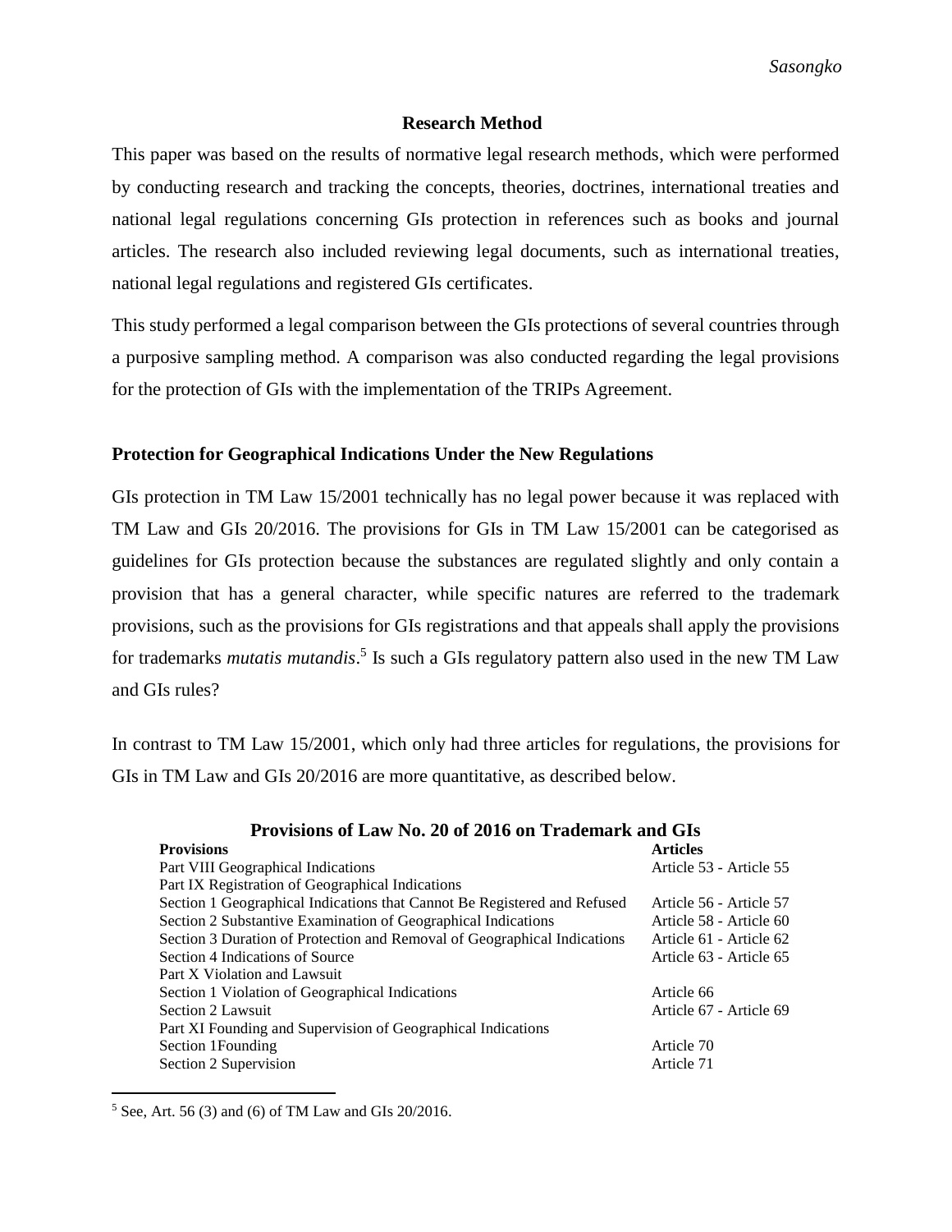## Research Method

This paper was based on the results of normative legal research methods, which were performed by conducting research and tracking the concepts, theories, doctrines, international treaties and national legal regulations concerning GIs protection in references such as books and journal articles. The research also included reviewing legal documents, such as international treaties, national legal regulations and registered GIs certificates.

This study performed a legal comparison between the GIs protections of several countries through a purposive sampling method. A comparison was also conducted regarding the legal provisions for the protection of GIs with the implementation of the TRIPs Agreement.

## Protection for Geographical Indications Under the New Regulations

GIs protection in TM Law 15/2001 technically has no legal power because it was replaced with TM Law and GIs 20/2016. The provisions for GIs in TM Law 15/2001 can be categorised as guidelines for GIs protection because the substances are regulated slightly and only contain a provision that has a general character, while specific natures are referred to the trademark provisions, such as the provisions for GIs registrations and that appeals shall apply the provisions for trademarks *mutatis mutandis*.[5] Is such a GIs regulatory pattern also used in the new TM Law and GIs rules?

In contrast to TM Law 15/2001, which only had three articles for regulations, the provisions for GIs in TM Law and GIs 20/2016 are more quantitative, as described below.

**Provisions of Law No. 20 of 2016 on Trademark and GIs**

| Provisions | Articles |
|---|---|
| Part VIII Geographical Indications | Article 53 - Article 55 |
| Part IX Registration of Geographical Indications | |
| Section 1 Geographical Indications that Cannot Be Registered and Refused | Article 56 - Article 57 |
| Section 2 Substantive Examination of Geographical Indications | Article 58 - Article 60 |
| Section 3 Duration of Protection and Removal of Geographical Indications | Article 61 - Article 62 |
| Section 4 Indications of Source | Article 63 - Article 65 |
| Part X Violation and Lawsuit | |
| Section 1 Violation of Geographical Indications | Article 66 |
| Section 2 Lawsuit | Article 67 - Article 69 |
| Part XI Founding and Supervision of Geographical Indications | |
| Section 1Founding | Article 70 |
| Section 2 Supervision | Article 71 |

[5] See, Art. 56 (3) and (6) of TM Law and GIs 20/2016.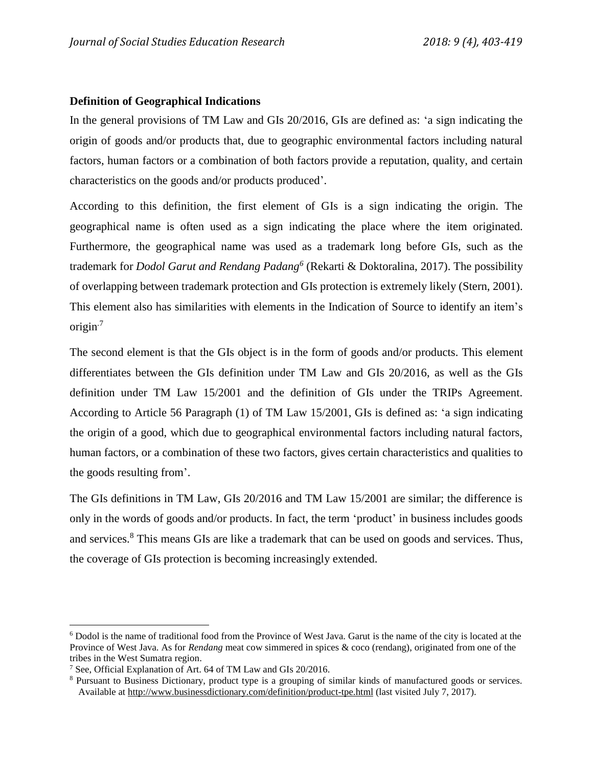**Definition of Geographical Indications**

In the general provisions of TM Law and GIs 20/2016, GIs are defined as: 'a sign indicating the origin of goods and/or products that, due to geographic environmental factors including natural factors, human factors or a combination of both factors provide a reputation, quality, and certain characteristics on the goods and/or products produced'.

According to this definition, the first element of GIs is a sign indicating the origin. The geographical name is often used as a sign indicating the place where the item originated. Furthermore, the geographical name was used as a trademark long before GIs, such as the trademark for *Dodol Garut and Rendang Padang*[6] (Rekarti & Doktoralina, 2017). The possibility of overlapping between trademark protection and GIs protection is extremely likely (Stern, 2001). This element also has similarities with elements in the Indication of Source to identify an item's origin.[7]

The second element is that the GIs object is in the form of goods and/or products. This element differentiates between the GIs definition under TM Law and GIs 20/2016, as well as the GIs definition under TM Law 15/2001 and the definition of GIs under the TRIPs Agreement. According to Article 56 Paragraph (1) of TM Law 15/2001, GIs is defined as: 'a sign indicating the origin of a good, which due to geographical environmental factors including natural factors, human factors, or a combination of these two factors, gives certain characteristics and qualities to the goods resulting from'.

The GIs definitions in TM Law, GIs 20/2016 and TM Law 15/2001 are similar; the difference is only in the words of goods and/or products. In fact, the term 'product' in business includes goods and services.[8] This means GIs are like a trademark that can be used on goods and services. Thus, the coverage of GIs protection is becoming increasingly extended.

---

[6] Dodol is the name of traditional food from the Province of West Java. Garut is the name of the city is located at the Province of West Java. As for *Rendang* meat cow simmered in spices & coco (rendang), originated from one of the tribes in the West Sumatra region.

[7] See, Official Explanation of Art. 64 of TM Law and GIs 20/2016.

[8] Pursuant to Business Dictionary, product type is a grouping of similar kinds of manufactured goods or services. Available at http://www.businessdictionary.com/definition/product-tpe.html (last visited July 7, 2017).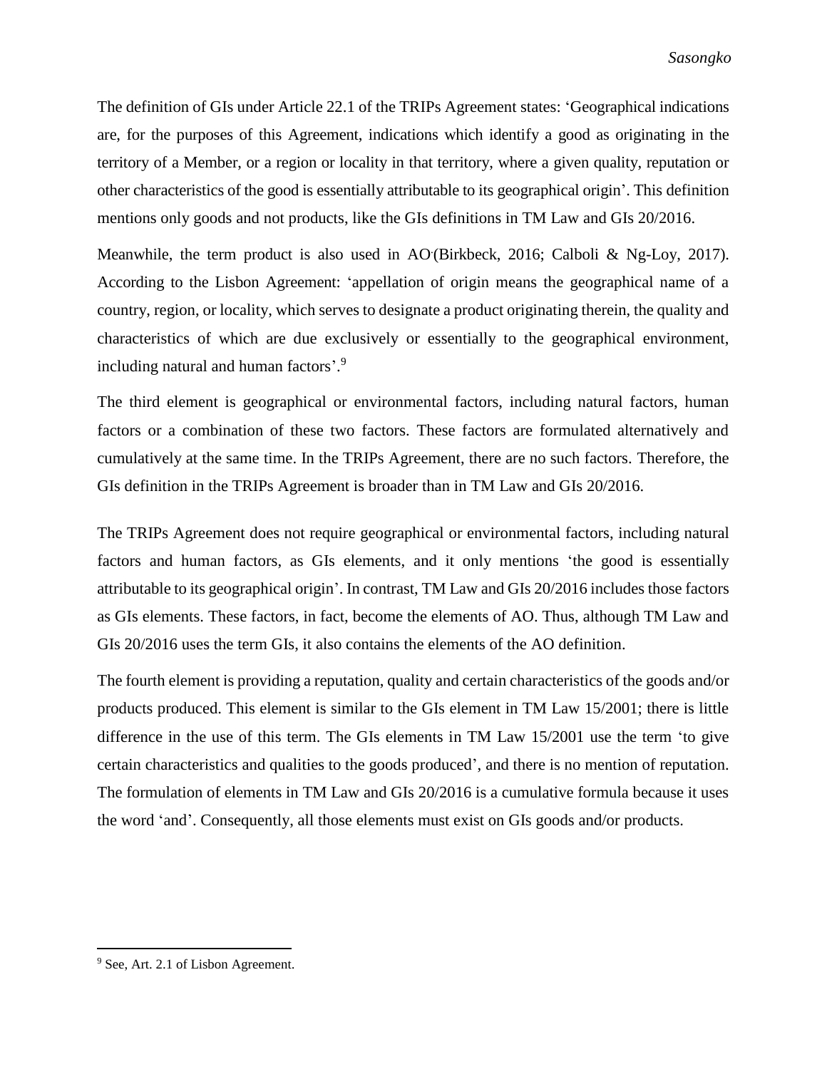The definition of GIs under Article 22.1 of the TRIPs Agreement states: 'Geographical indications are, for the purposes of this Agreement, indications which identify a good as originating in the territory of a Member, or a region or locality in that territory, where a given quality, reputation or other characteristics of the good is essentially attributable to its geographical origin'. This definition mentions only goods and not products, like the GIs definitions in TM Law and GIs 20/2016.

Meanwhile, the term product is also used in AO (Birkbeck, 2016; Calboli & Ng-Loy, 2017). According to the Lisbon Agreement: 'appellation of origin means the geographical name of a country, region, or locality, which serves to designate a product originating therein, the quality and characteristics of which are due exclusively or essentially to the geographical environment, including natural and human factors'.[9]

The third element is geographical or environmental factors, including natural factors, human factors or a combination of these two factors. These factors are formulated alternatively and cumulatively at the same time. In the TRIPs Agreement, there are no such factors. Therefore, the GIs definition in the TRIPs Agreement is broader than in TM Law and GIs 20/2016.

The TRIPs Agreement does not require geographical or environmental factors, including natural factors and human factors, as GIs elements, and it only mentions 'the good is essentially attributable to its geographical origin'. In contrast, TM Law and GIs 20/2016 includes those factors as GIs elements. These factors, in fact, become the elements of AO. Thus, although TM Law and GIs 20/2016 uses the term GIs, it also contains the elements of the AO definition.

The fourth element is providing a reputation, quality and certain characteristics of the goods and/or products produced. This element is similar to the GIs element in TM Law 15/2001; there is little difference in the use of this term. The GIs elements in TM Law 15/2001 use the term 'to give certain characteristics and qualities to the goods produced', and there is no mention of reputation. The formulation of elements in TM Law and GIs 20/2016 is a cumulative formula because it uses the word 'and'. Consequently, all those elements must exist on GIs goods and/or products.

---

[9] See, Art. 2.1 of Lisbon Agreement.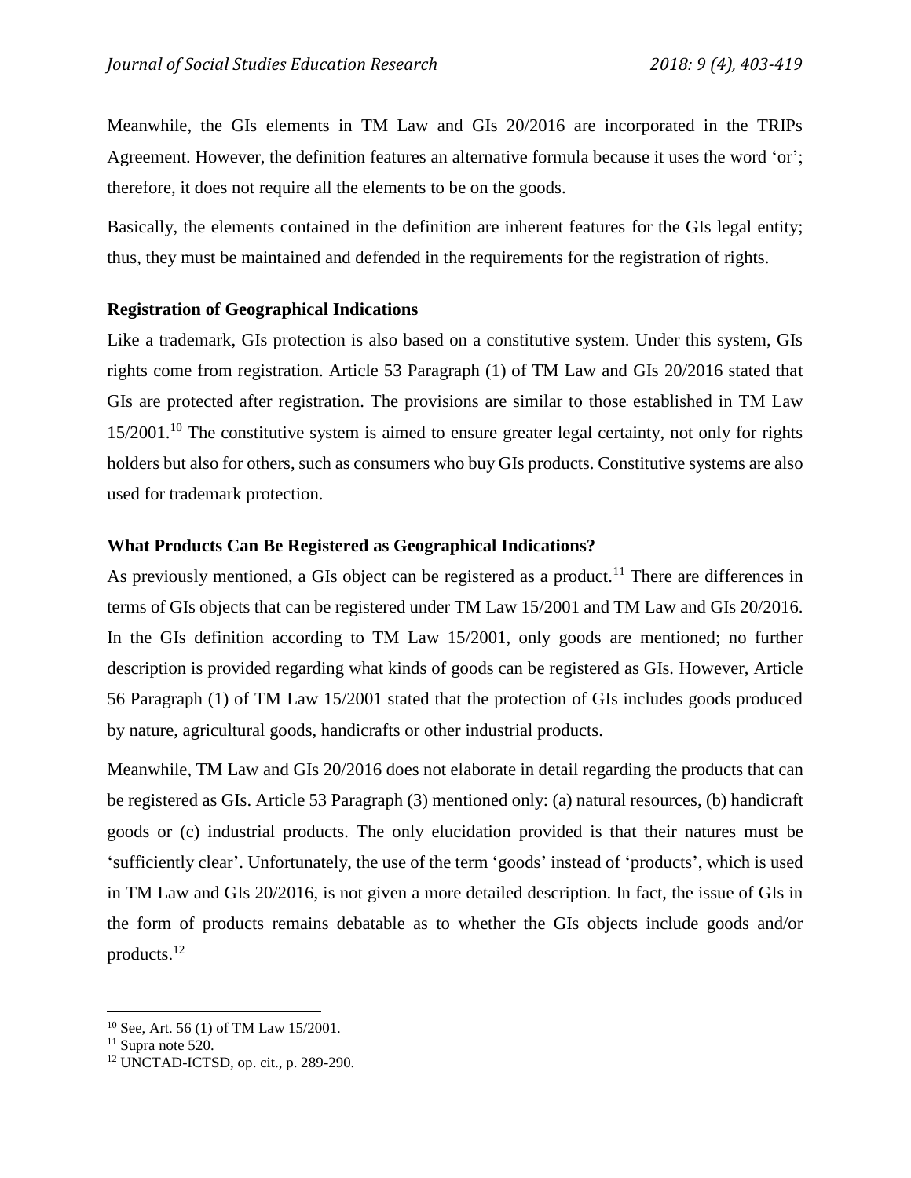Meanwhile, the GIs elements in TM Law and GIs 20/2016 are incorporated in the TRIPs Agreement. However, the definition features an alternative formula because it uses the word 'or'; therefore, it does not require all the elements to be on the goods.

Basically, the elements contained in the definition are inherent features for the GIs legal entity; thus, they must be maintained and defended in the requirements for the registration of rights.

### Registration of Geographical Indications

Like a trademark, GIs protection is also based on a constitutive system. Under this system, GIs rights come from registration. Article 53 Paragraph (1) of TM Law and GIs 20/2016 stated that GIs are protected after registration. The provisions are similar to those established in TM Law 15/2001.[10] The constitutive system is aimed to ensure greater legal certainty, not only for rights holders but also for others, such as consumers who buy GIs products. Constitutive systems are also used for trademark protection.

### What Products Can Be Registered as Geographical Indications?

As previously mentioned, a GIs object can be registered as a product.[11] There are differences in terms of GIs objects that can be registered under TM Law 15/2001 and TM Law and GIs 20/2016. In the GIs definition according to TM Law 15/2001, only goods are mentioned; no further description is provided regarding what kinds of goods can be registered as GIs. However, Article 56 Paragraph (1) of TM Law 15/2001 stated that the protection of GIs includes goods produced by nature, agricultural goods, handicrafts or other industrial products.

Meanwhile, TM Law and GIs 20/2016 does not elaborate in detail regarding the products that can be registered as GIs. Article 53 Paragraph (3) mentioned only: (a) natural resources, (b) handicraft goods or (c) industrial products. The only elucidation provided is that their natures must be 'sufficiently clear'. Unfortunately, the use of the term 'goods' instead of 'products', which is used in TM Law and GIs 20/2016, is not given a more detailed description. In fact, the issue of GIs in the form of products remains debatable as to whether the GIs objects include goods and/or products.[12]

---

[10] See, Art. 56 (1) of TM Law 15/2001.

[11] Supra note 520.

[12] UNCTAD-ICTSD, op. cit., p. 289-290.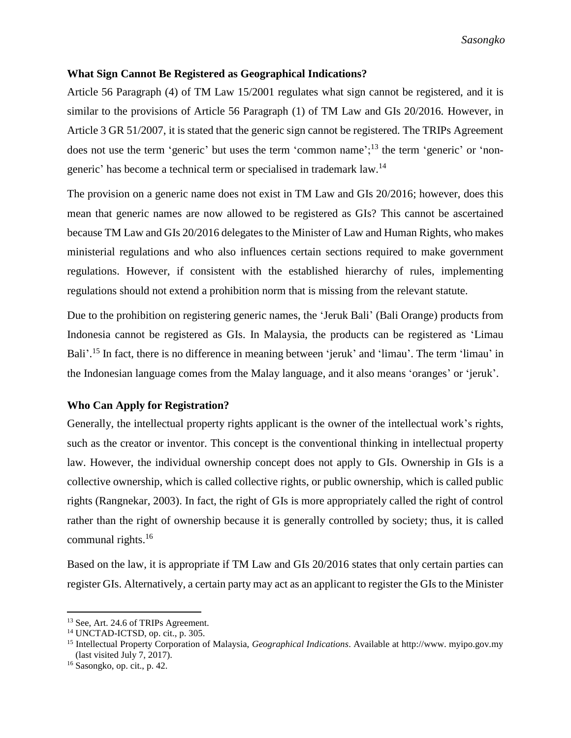### What Sign Cannot Be Registered as Geographical Indications?

Article 56 Paragraph (4) of TM Law 15/2001 regulates what sign cannot be registered, and it is similar to the provisions of Article 56 Paragraph (1) of TM Law and GIs 20/2016. However, in Article 3 GR 51/2007, it is stated that the generic sign cannot be registered. The TRIPs Agreement does not use the term 'generic' but uses the term 'common name';[13] the term 'generic' or 'non-generic' has become a technical term or specialised in trademark law.[14]

The provision on a generic name does not exist in TM Law and GIs 20/2016; however, does this mean that generic names are now allowed to be registered as GIs? This cannot be ascertained because TM Law and GIs 20/2016 delegates to the Minister of Law and Human Rights, who makes ministerial regulations and who also influences certain sections required to make government regulations. However, if consistent with the established hierarchy of rules, implementing regulations should not extend a prohibition norm that is missing from the relevant statute.

Due to the prohibition on registering generic names, the 'Jeruk Bali' (Bali Orange) products from Indonesia cannot be registered as GIs. In Malaysia, the products can be registered as 'Limau Bali'.[15] In fact, there is no difference in meaning between 'jeruk' and 'limau'. The term 'limau' in the Indonesian language comes from the Malay language, and it also means 'oranges' or 'jeruk'.

### Who Can Apply for Registration?

Generally, the intellectual property rights applicant is the owner of the intellectual work's rights, such as the creator or inventor. This concept is the conventional thinking in intellectual property law. However, the individual ownership concept does not apply to GIs. Ownership in GIs is a collective ownership, which is called collective rights, or public ownership, which is called public rights (Rangnekar, 2003). In fact, the right of GIs is more appropriately called the right of control rather than the right of ownership because it is generally controlled by society; thus, it is called communal rights.[16]

Based on the law, it is appropriate if TM Law and GIs 20/2016 states that only certain parties can register GIs. Alternatively, a certain party may act as an applicant to register the GIs to the Minister

---

[13] See, Art. 24.6 of TRIPs Agreement.

[14] UNCTAD-ICTSD, op. cit., p. 305.

[15] Intellectual Property Corporation of Malaysia, *Geographical Indications*. Available at http://www. myipo.gov.my (last visited July 7, 2017).

[16] Sasongko, op. cit., p. 42.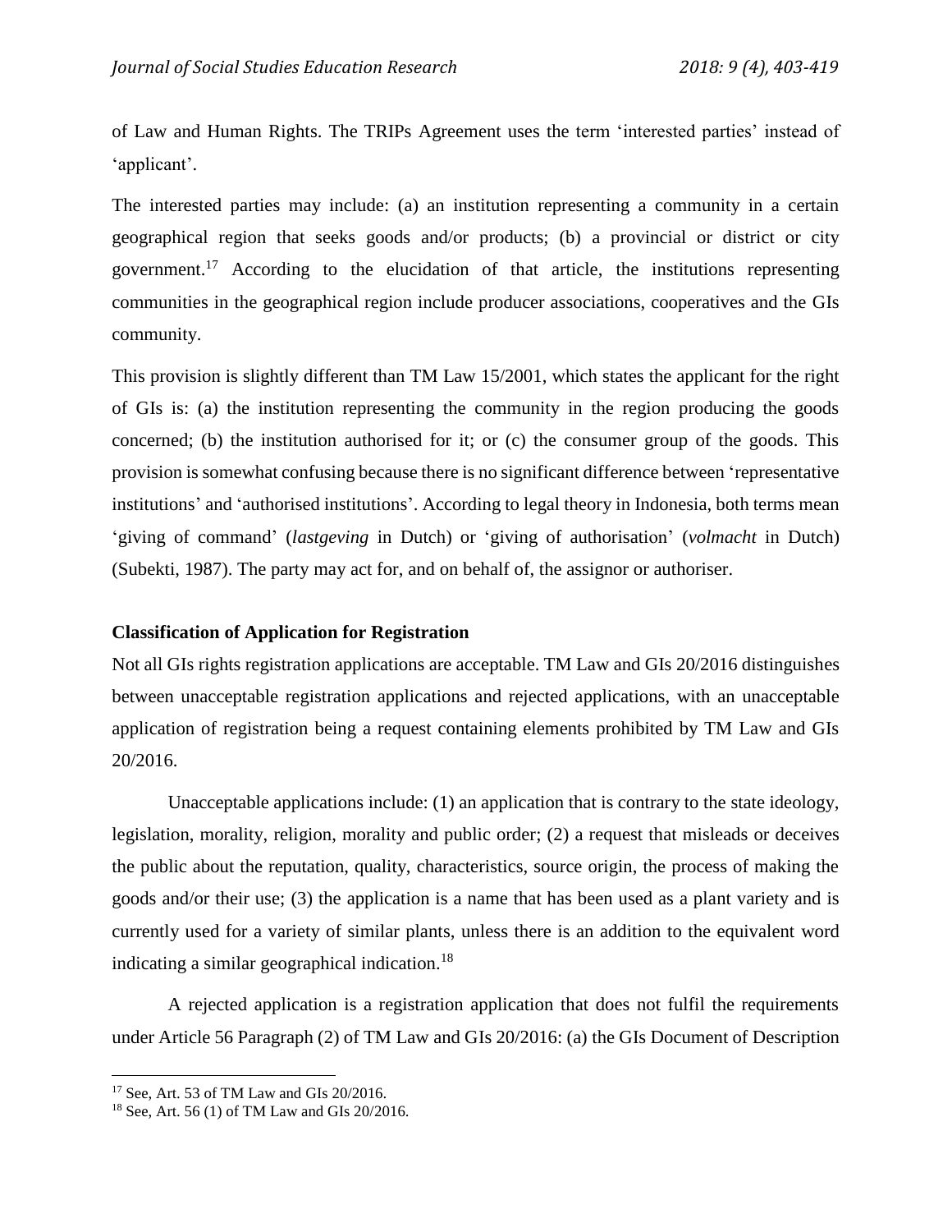of Law and Human Rights. The TRIPs Agreement uses the term 'interested parties' instead of 'applicant'.

The interested parties may include: (a) an institution representing a community in a certain geographical region that seeks goods and/or products; (b) a provincial or district or city government.[17] According to the elucidation of that article, the institutions representing communities in the geographical region include producer associations, cooperatives and the GIs community.

This provision is slightly different than TM Law 15/2001, which states the applicant for the right of GIs is: (a) the institution representing the community in the region producing the goods concerned; (b) the institution authorised for it; or (c) the consumer group of the goods. This provision is somewhat confusing because there is no significant difference between 'representative institutions' and 'authorised institutions'. According to legal theory in Indonesia, both terms mean 'giving of command' (*lastgeving* in Dutch) or 'giving of authorisation' (*volmacht* in Dutch) (Subekti, 1987). The party may act for, and on behalf of, the assignor or authoriser.

### Classification of Application for Registration

Not all GIs rights registration applications are acceptable. TM Law and GIs 20/2016 distinguishes between unacceptable registration applications and rejected applications, with an unacceptable application of registration being a request containing elements prohibited by TM Law and GIs 20/2016.

Unacceptable applications include: (1) an application that is contrary to the state ideology, legislation, morality, religion, morality and public order; (2) a request that misleads or deceives the public about the reputation, quality, characteristics, source origin, the process of making the goods and/or their use; (3) the application is a name that has been used as a plant variety and is currently used for a variety of similar plants, unless there is an addition to the equivalent word indicating a similar geographical indication.[18]

A rejected application is a registration application that does not fulfil the requirements under Article 56 Paragraph (2) of TM Law and GIs 20/2016: (a) the GIs Document of Description

[17] See, Art. 53 of TM Law and GIs 20/2016.

[18] See, Art. 56 (1) of TM Law and GIs 20/2016.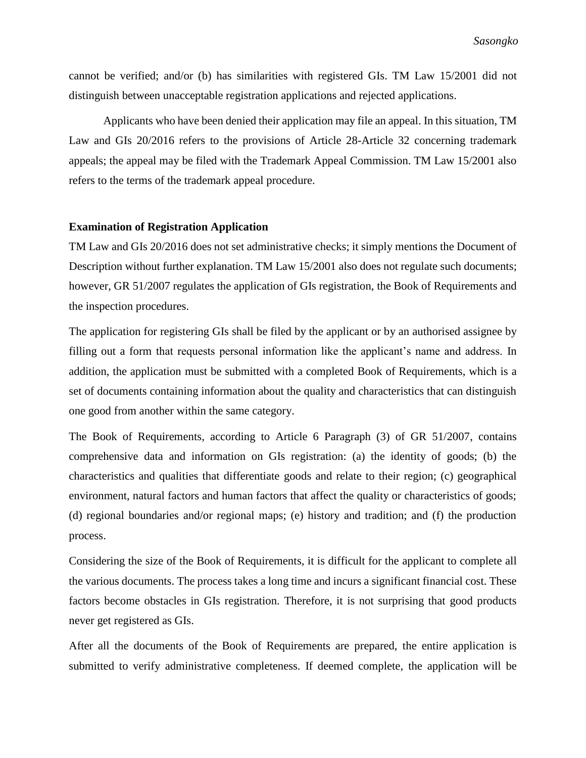cannot be verified; and/or (b) has similarities with registered GIs. TM Law 15/2001 did not distinguish between unacceptable registration applications and rejected applications.

Applicants who have been denied their application may file an appeal. In this situation, TM Law and GIs 20/2016 refers to the provisions of Article 28-Article 32 concerning trademark appeals; the appeal may be filed with the Trademark Appeal Commission. TM Law 15/2001 also refers to the terms of the trademark appeal procedure.

**Examination of Registration Application**

TM Law and GIs 20/2016 does not set administrative checks; it simply mentions the Document of Description without further explanation. TM Law 15/2001 also does not regulate such documents; however, GR 51/2007 regulates the application of GIs registration, the Book of Requirements and the inspection procedures.

The application for registering GIs shall be filed by the applicant or by an authorised assignee by filling out a form that requests personal information like the applicant's name and address. In addition, the application must be submitted with a completed Book of Requirements, which is a set of documents containing information about the quality and characteristics that can distinguish one good from another within the same category.

The Book of Requirements, according to Article 6 Paragraph (3) of GR 51/2007, contains comprehensive data and information on GIs registration: (a) the identity of goods; (b) the characteristics and qualities that differentiate goods and relate to their region; (c) geographical environment, natural factors and human factors that affect the quality or characteristics of goods; (d) regional boundaries and/or regional maps; (e) history and tradition; and (f) the production process.

Considering the size of the Book of Requirements, it is difficult for the applicant to complete all the various documents. The process takes a long time and incurs a significant financial cost. These factors become obstacles in GIs registration. Therefore, it is not surprising that good products never get registered as GIs.

After all the documents of the Book of Requirements are prepared, the entire application is submitted to verify administrative completeness. If deemed complete, the application will be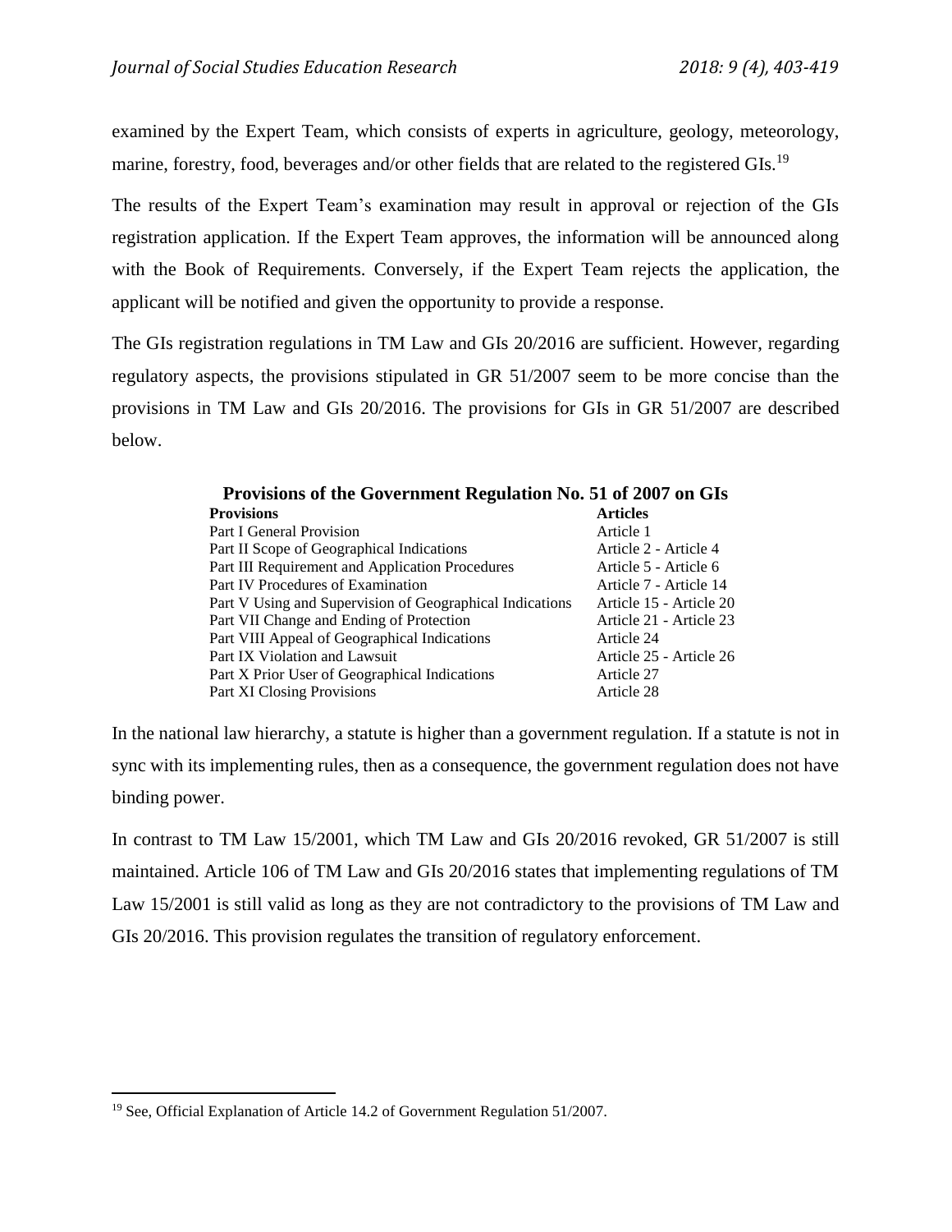examined by the Expert Team, which consists of experts in agriculture, geology, meteorology, marine, forestry, food, beverages and/or other fields that are related to the registered GIs.[19]

The results of the Expert Team's examination may result in approval or rejection of the GIs registration application. If the Expert Team approves, the information will be announced along with the Book of Requirements. Conversely, if the Expert Team rejects the application, the applicant will be notified and given the opportunity to provide a response.

The GIs registration regulations in TM Law and GIs 20/2016 are sufficient. However, regarding regulatory aspects, the provisions stipulated in GR 51/2007 seem to be more concise than the provisions in TM Law and GIs 20/2016. The provisions for GIs in GR 51/2007 are described below.

**Provisions of the Government Regulation No. 51 of 2007 on GIs**

| Provisions | Articles |
|---|---|
| Part I General Provision | Article 1 |
| Part II Scope of Geographical Indications | Article 2 - Article 4 |
| Part III Requirement and Application Procedures | Article 5 - Article 6 |
| Part IV Procedures of Examination | Article 7 - Article 14 |
| Part V Using and Supervision of Geographical Indications | Article 15 - Article 20 |
| Part VII Change and Ending of Protection | Article 21 - Article 23 |
| Part VIII Appeal of Geographical Indications | Article 24 |
| Part IX Violation and Lawsuit | Article 25 - Article 26 |
| Part X Prior User of Geographical Indications | Article 27 |
| Part XI Closing Provisions | Article 28 |

In the national law hierarchy, a statute is higher than a government regulation. If a statute is not in sync with its implementing rules, then as a consequence, the government regulation does not have binding power.

In contrast to TM Law 15/2001, which TM Law and GIs 20/2016 revoked, GR 51/2007 is still maintained. Article 106 of TM Law and GIs 20/2016 states that implementing regulations of TM Law 15/2001 is still valid as long as they are not contradictory to the provisions of TM Law and GIs 20/2016. This provision regulates the transition of regulatory enforcement.

[19] See, Official Explanation of Article 14.2 of Government Regulation 51/2007.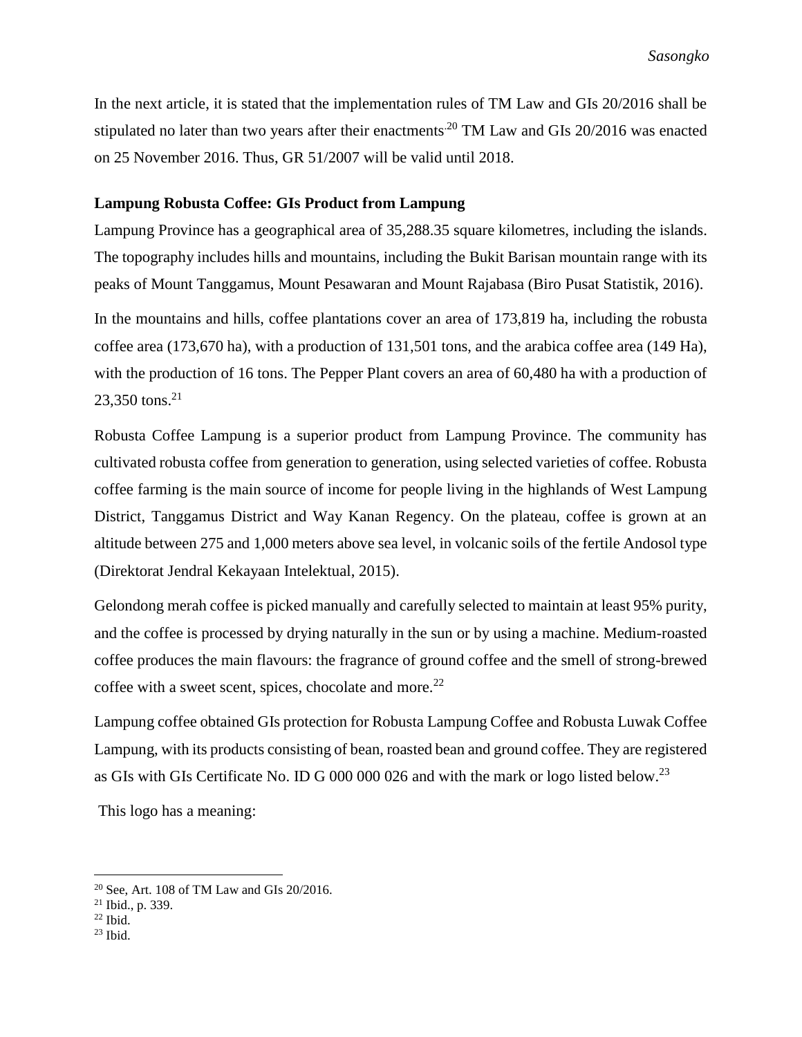In the next article, it is stated that the implementation rules of TM Law and GIs 20/2016 shall be stipulated no later than two years after their enactments.[20] TM Law and GIs 20/2016 was enacted on 25 November 2016. Thus, GR 51/2007 will be valid until 2018.

**Lampung Robusta Coffee: GIs Product from Lampung**

Lampung Province has a geographical area of 35,288.35 square kilometres, including the islands. The topography includes hills and mountains, including the Bukit Barisan mountain range with its peaks of Mount Tanggamus, Mount Pesawaran and Mount Rajabasa (Biro Pusat Statistik, 2016).

In the mountains and hills, coffee plantations cover an area of 173,819 ha, including the robusta coffee area (173,670 ha), with a production of 131,501 tons, and the arabica coffee area (149 Ha), with the production of 16 tons. The Pepper Plant covers an area of 60,480 ha with a production of 23,350 tons.[21]

Robusta Coffee Lampung is a superior product from Lampung Province. The community has cultivated robusta coffee from generation to generation, using selected varieties of coffee. Robusta coffee farming is the main source of income for people living in the highlands of West Lampung District, Tanggamus District and Way Kanan Regency. On the plateau, coffee is grown at an altitude between 275 and 1,000 meters above sea level, in volcanic soils of the fertile Andosol type (Direktorat Jendral Kekayaan Intelektual, 2015).

Gelondong merah coffee is picked manually and carefully selected to maintain at least 95% purity, and the coffee is processed by drying naturally in the sun or by using a machine. Medium-roasted coffee produces the main flavours: the fragrance of ground coffee and the smell of strong-brewed coffee with a sweet scent, spices, chocolate and more.[22]

Lampung coffee obtained GIs protection for Robusta Lampung Coffee and Robusta Luwak Coffee Lampung, with its products consisting of bean, roasted bean and ground coffee. They are registered as GIs with GIs Certificate No. ID G 000 000 026 and with the mark or logo listed below.[23]

This logo has a meaning:

---

[20] See, Art. 108 of TM Law and GIs 20/2016.

[21] Ibid., p. 339.

[22] Ibid.

[23] Ibid.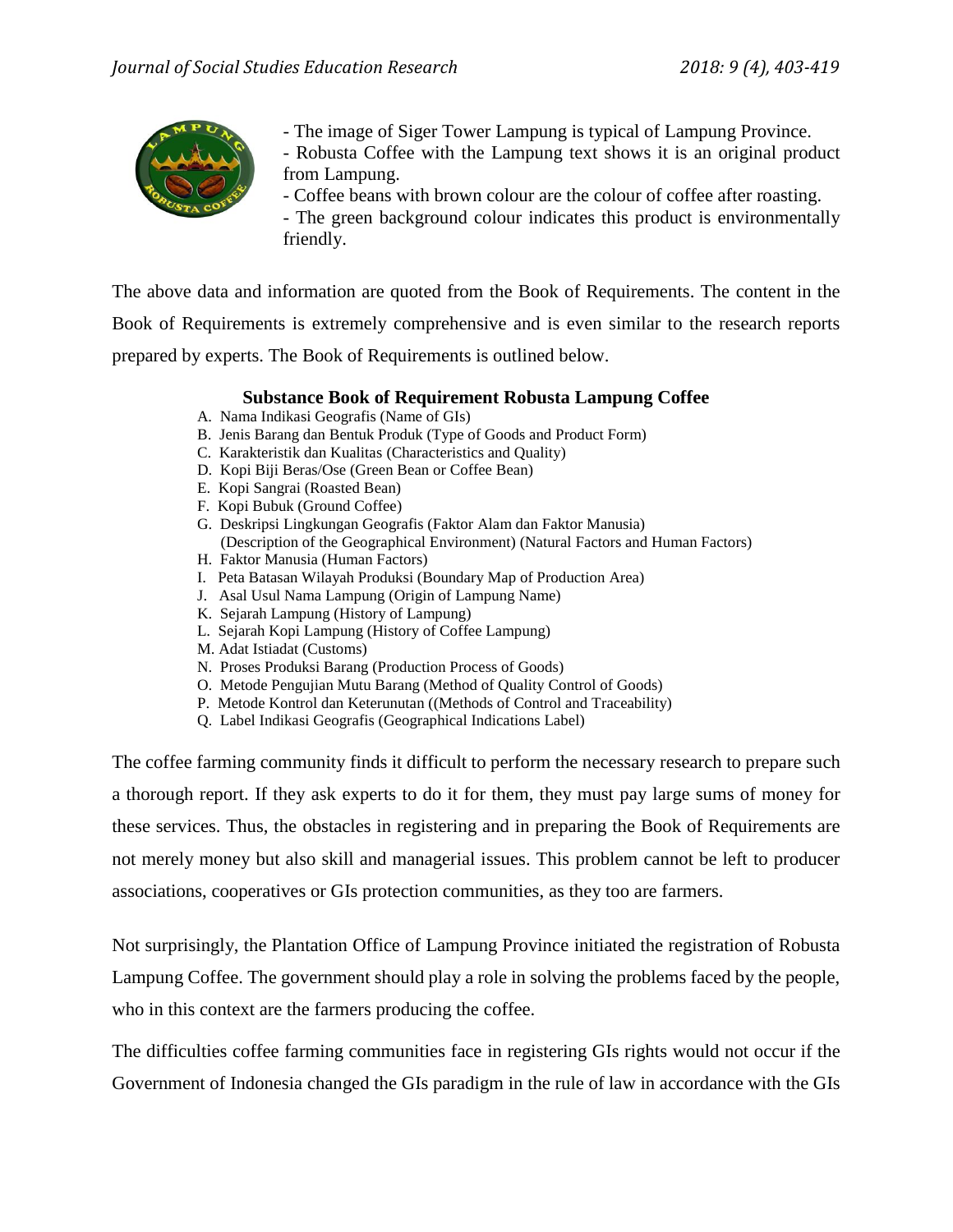- The image of Siger Tower Lampung is typical of Lampung Province.
- Robusta Coffee with the Lampung text shows it is an original product from Lampung.
- Coffee beans with brown colour are the colour of coffee after roasting.
- The green background colour indicates this product is environmentally friendly.

The above data and information are quoted from the Book of Requirements. The content in the Book of Requirements is extremely comprehensive and is even similar to the research reports prepared by experts. The Book of Requirements is outlined below.

**Substance Book of Requirement Robusta Lampung Coffee**

A. Nama Indikasi Geografis (Name of GIs)
B. Jenis Barang dan Bentuk Produk (Type of Goods and Product Form)
C. Karakteristik dan Kualitas (Characteristics and Quality)
D. Kopi Biji Beras/Ose (Green Bean or Coffee Bean)
E. Kopi Sangrai (Roasted Bean)
F. Kopi Bubuk (Ground Coffee)
G. Deskripsi Lingkungan Geografis (Faktor Alam dan Faktor Manusia) (Description of the Geographical Environment) (Natural Factors and Human Factors)
H. Faktor Manusia (Human Factors)
I. Peta Batasan Wilayah Produksi (Boundary Map of Production Area)
J. Asal Usul Nama Lampung (Origin of Lampung Name)
K. Sejarah Lampung (History of Lampung)
L. Sejarah Kopi Lampung (History of Coffee Lampung)
M. Adat Istiadat (Customs)
N. Proses Produksi Barang (Production Process of Goods)
O. Metode Pengujian Mutu Barang (Method of Quality Control of Goods)
P. Metode Kontrol dan Keterunutan ((Methods of Control and Traceability)
Q. Label Indikasi Geografis (Geographical Indications Label)

The coffee farming community finds it difficult to perform the necessary research to prepare such a thorough report. If they ask experts to do it for them, they must pay large sums of money for these services. Thus, the obstacles in registering and in preparing the Book of Requirements are not merely money but also skill and managerial issues. This problem cannot be left to producer associations, cooperatives or GIs protection communities, as they too are farmers.

Not surprisingly, the Plantation Office of Lampung Province initiated the registration of Robusta Lampung Coffee. The government should play a role in solving the problems faced by the people, who in this context are the farmers producing the coffee.

The difficulties coffee farming communities face in registering GIs rights would not occur if the Government of Indonesia changed the GIs paradigm in the rule of law in accordance with the GIs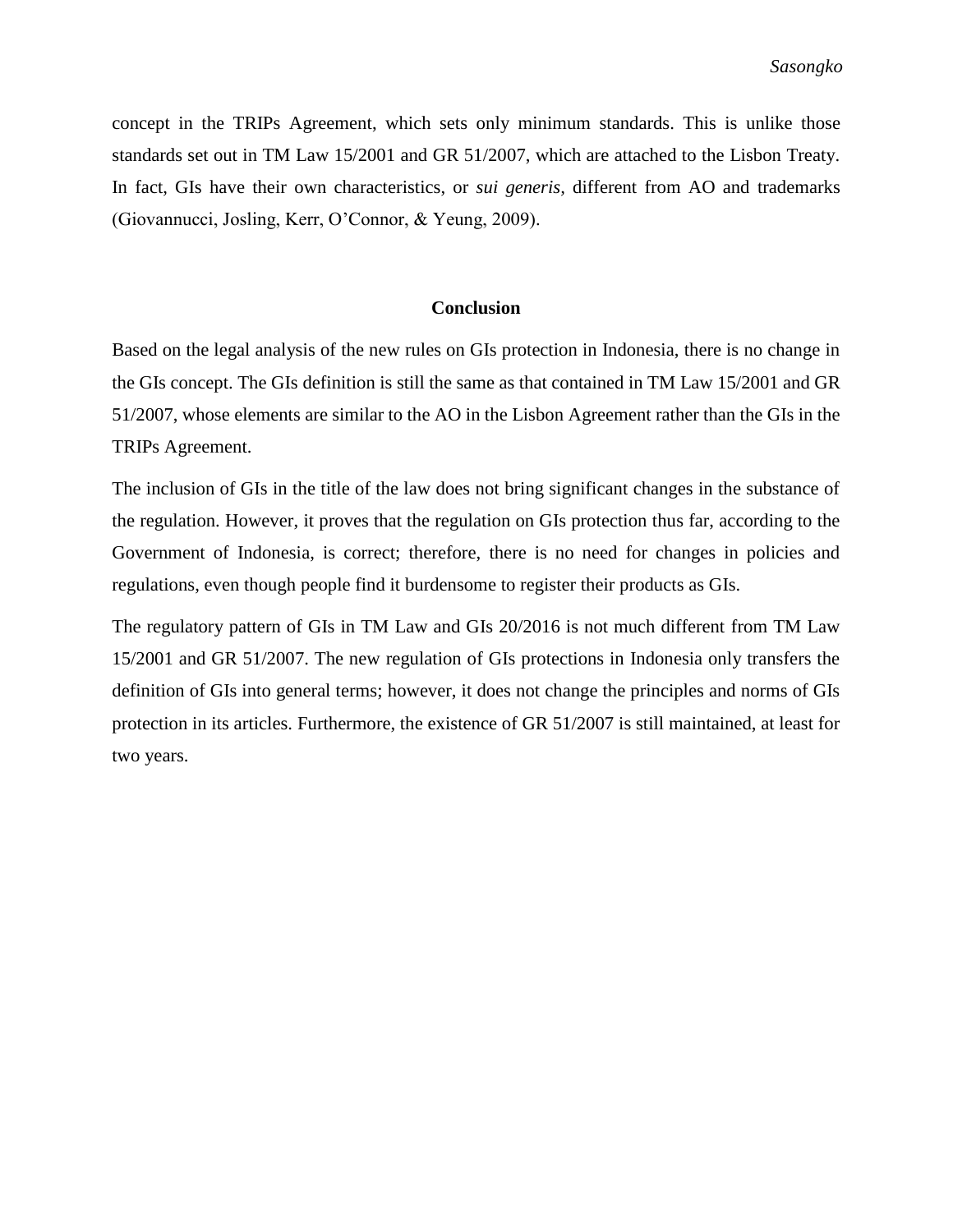concept in the TRIPs Agreement, which sets only minimum standards. This is unlike those standards set out in TM Law 15/2001 and GR 51/2007, which are attached to the Lisbon Treaty. In fact, GIs have their own characteristics, or *sui generis*, different from AO and trademarks (Giovannucci, Josling, Kerr, O'Connor, & Yeung, 2009).

## Conclusion

Based on the legal analysis of the new rules on GIs protection in Indonesia, there is no change in the GIs concept. The GIs definition is still the same as that contained in TM Law 15/2001 and GR 51/2007, whose elements are similar to the AO in the Lisbon Agreement rather than the GIs in the TRIPs Agreement.

The inclusion of GIs in the title of the law does not bring significant changes in the substance of the regulation. However, it proves that the regulation on GIs protection thus far, according to the Government of Indonesia, is correct; therefore, there is no need for changes in policies and regulations, even though people find it burdensome to register their products as GIs.

The regulatory pattern of GIs in TM Law and GIs 20/2016 is not much different from TM Law 15/2001 and GR 51/2007. The new regulation of GIs protections in Indonesia only transfers the definition of GIs into general terms; however, it does not change the principles and norms of GIs protection in its articles. Furthermore, the existence of GR 51/2007 is still maintained, at least for two years.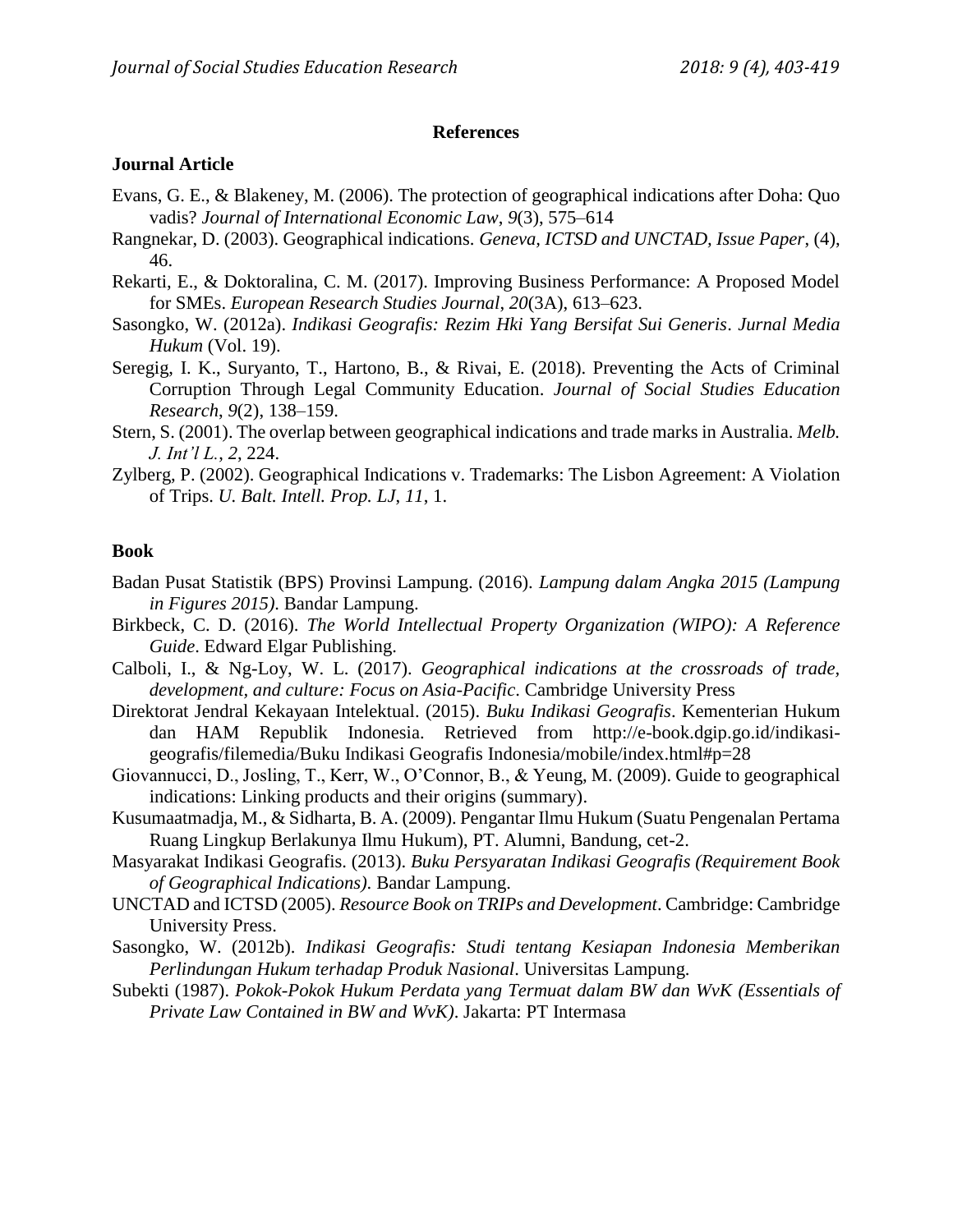## References

### Journal Article

Evans, G. E., & Blakeney, M. (2006). The protection of geographical indications after Doha: Quo vadis? *Journal of International Economic Law*, *9*(3), 575–614

Rangnekar, D. (2003). Geographical indications. *Geneva, ICTSD and UNCTAD, Issue Paper*, (4), 46.

Rekarti, E., & Doktoralina, C. M. (2017). Improving Business Performance: A Proposed Model for SMEs. *European Research Studies Journal*, *20*(3A), 613–623.

Sasongko, W. (2012a). *Indikasi Geografis: Rezim Hki Yang Bersifat Sui Generis*. *Jurnal Media Hukum* (Vol. 19).

Seregig, I. K., Suryanto, T., Hartono, B., & Rivai, E. (2018). Preventing the Acts of Criminal Corruption Through Legal Community Education. *Journal of Social Studies Education Research*, *9*(2), 138–159.

Stern, S. (2001). The overlap between geographical indications and trade marks in Australia. *Melb. J. Int'l L.*, *2*, 224.

Zylberg, P. (2002). Geographical Indications v. Trademarks: The Lisbon Agreement: A Violation of Trips. *U. Balt. Intell. Prop. LJ*, *11*, 1.

### Book

Badan Pusat Statistik (BPS) Provinsi Lampung. (2016). *Lampung dalam Angka 2015 (Lampung in Figures 2015)*. Bandar Lampung.

Birkbeck, C. D. (2016). *The World Intellectual Property Organization (WIPO): A Reference Guide*. Edward Elgar Publishing.

Calboli, I., & Ng-Loy, W. L. (2017). *Geographical indications at the crossroads of trade, development, and culture: Focus on Asia-Pacific*. Cambridge University Press

Direktorat Jendral Kekayaan Intelektual. (2015). *Buku Indikasi Geografis*. Kementerian Hukum dan HAM Republik Indonesia. Retrieved from http://e-book.dgip.go.id/indikasi-geografis/filemedia/Buku Indikasi Geografis Indonesia/mobile/index.html#p=28

Giovannucci, D., Josling, T., Kerr, W., O'Connor, B., & Yeung, M. (2009). Guide to geographical indications: Linking products and their origins (summary).

Kusumaatmadja, M., & Sidharta, B. A. (2009). Pengantar Ilmu Hukum (Suatu Pengenalan Pertama Ruang Lingkup Berlakunya Ilmu Hukum), PT. Alumni, Bandung, cet-2.

Masyarakat Indikasi Geografis. (2013). *Buku Persyaratan Indikasi Geografis (Requirement Book of Geographical Indications).* Bandar Lampung.

UNCTAD and ICTSD (2005). *Resource Book on TRIPs and Development*. Cambridge: Cambridge University Press.

Sasongko, W. (2012b). *Indikasi Geografis: Studi tentang Kesiapan Indonesia Memberikan Perlindungan Hukum terhadap Produk Nasional*. Universitas Lampung.

Subekti (1987). *Pokok-Pokok Hukum Perdata yang Termuat dalam BW dan WvK (Essentials of Private Law Contained in BW and WvK)*. Jakarta: PT Intermasa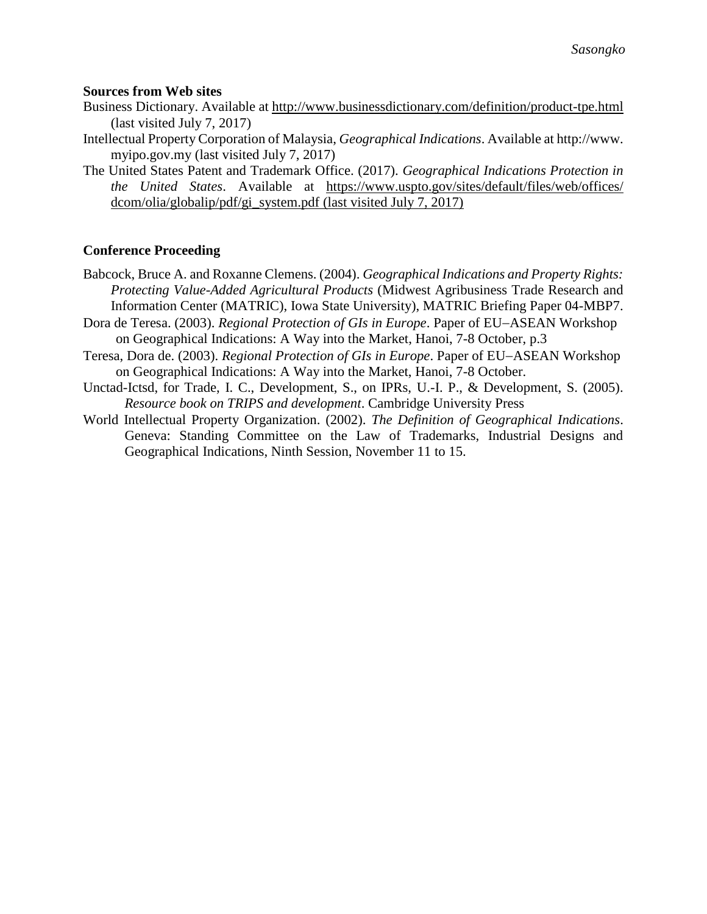**Sources from Web sites**

Business Dictionary. Available at http://www.businessdictionary.com/definition/product-tpe.html (last visited July 7, 2017)

Intellectual Property Corporation of Malaysia, *Geographical Indications*. Available at http://www.myipo.gov.my (last visited July 7, 2017)

The United States Patent and Trademark Office. (2017). *Geographical Indications Protection in the United States*. Available at https://www.uspto.gov/sites/default/files/web/offices/dcom/olia/globalip/pdf/gi_system.pdf (last visited July 7, 2017)

**Conference Proceeding**

Babcock, Bruce A. and Roxanne Clemens. (2004). *Geographical Indications and Property Rights: Protecting Value-Added Agricultural Products* (Midwest Agribusiness Trade Research and Information Center (MATRIC), Iowa State University), MATRIC Briefing Paper 04-MBP7.

Dora de Teresa. (2003). *Regional Protection of GIs in Europe*. Paper of EU–ASEAN Workshop on Geographical Indications: A Way into the Market, Hanoi, 7-8 October, p.3

Teresa, Dora de. (2003). *Regional Protection of GIs in Europe*. Paper of EU–ASEAN Workshop on Geographical Indications: A Way into the Market, Hanoi, 7-8 October.

Unctad-Ictsd, for Trade, I. C., Development, S., on IPRs, U.-I. P., & Development, S. (2005). *Resource book on TRIPS and development*. Cambridge University Press

World Intellectual Property Organization. (2002). *The Definition of Geographical Indications*. Geneva: Standing Committee on the Law of Trademarks, Industrial Designs and Geographical Indications, Ninth Session, November 11 to 15.